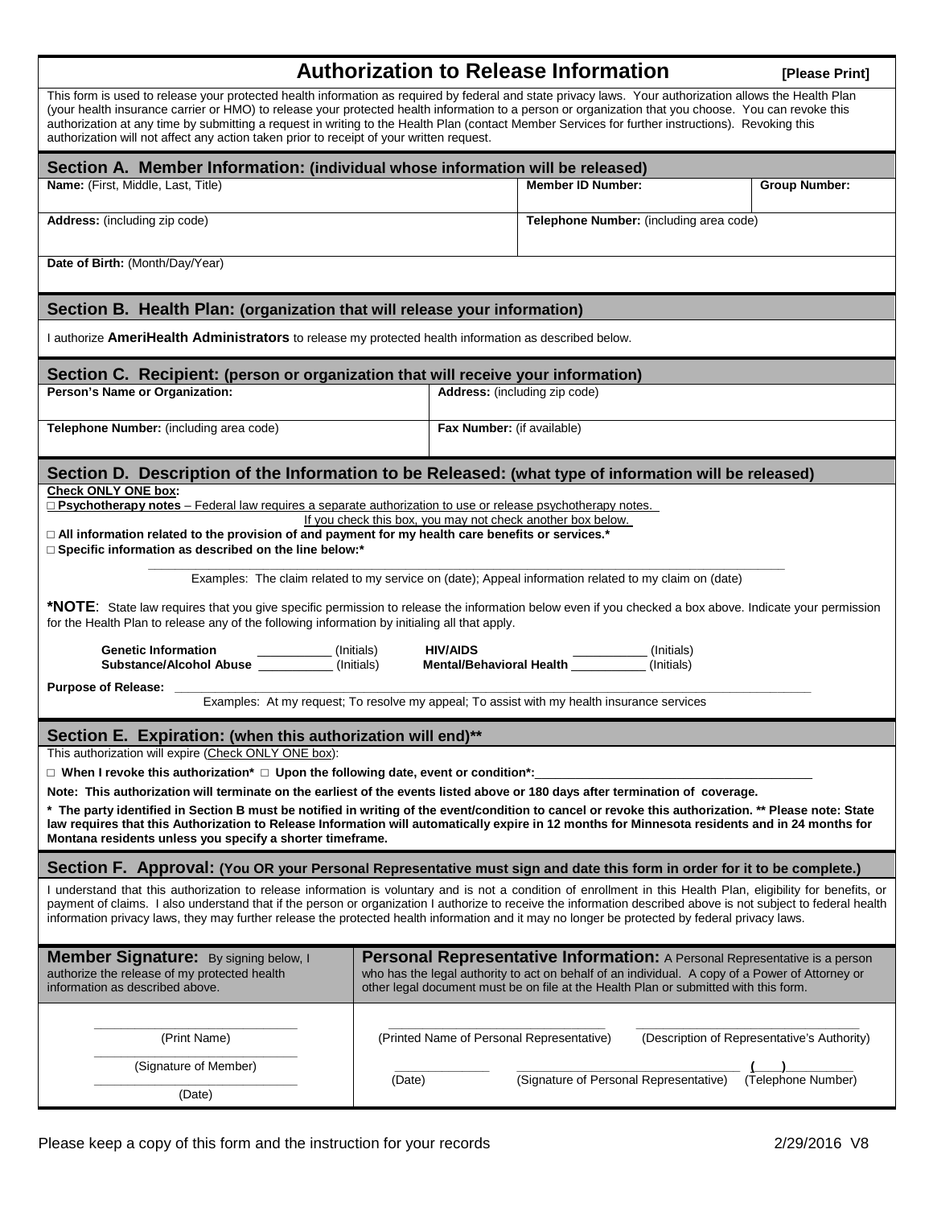# Authorization to Release Information

**[Please Print]**

This form is used to release your protected health information as required by federal and state privacy laws. Your authorization allows the Health Plan (your health insurance carrier or HMO) to release your protected health information to a person or organization that you choose. You can revoke this authorization at any time by submitting a request in writing to the Health Plan (contact Member Services for further instructions). Revoking this authorization will not affect any action taken prior to receipt of your written request.

## Section A. Member Information: (individual whose information will be released)

| **Name:** (First, Middle, Last, Title) | **Member ID Number:** | **Group Number:** |
|---|---|---|
| **Address:** (including zip code) | **Telephone Number:** (including area code) | |
| **Date of Birth:** (Month/Day/Year) | | |

## Section B. Health Plan: (organization that will release your information)

I authorize **AmeriHealth Administrators** to release my protected health information as described below.

## Section C. Recipient: (person or organization that will receive your information)

| **Person's Name or Organization:** | **Address:** (including zip code) |
|---|---|
| **Telephone Number:** (including area code) | **Fax Number:** (if available) |

## Section D. Description of the Information to be Released: (what type of information will be released)

**Check ONLY ONE box:**

□ **Psychotherapy notes** – Federal law requires a separate authorization to use or release psychotherapy notes. If you check this box, you may not check another box below.

□ **All information related to the provision of and payment for my health care benefits or services.***

□ **Specific information as described on the line below:***

_______________________________________________

Examples: The claim related to my service on (date); Appeal information related to my claim on (date)

***NOTE**: State law requires that you give specific permission to release the information below even if you checked a box above. Indicate your permission for the Health Plan to release any of the following information by initialing all that apply.

**Genetic Information** __________ (Initials) **HIV/AIDS** __________ (Initials)

**Substance/Alcohol Abuse** __________ (Initials) **Mental/Behavioral Health** __________ (Initials)

**Purpose of Release:** _______________________________________________

Examples: At my request; To resolve my appeal; To assist with my health insurance services

## Section E. Expiration: (when this authorization will end)**

This authorization will expire (Check ONLY ONE box):

□ **When I revoke this authorization*** □ **Upon the following date, event or condition*:** __________________

**Note: This authorization will terminate on the earliest of the events listed above or 180 days after termination of coverage.**

*** The party identified in Section B must be notified in writing of the event/condition to cancel or revoke this authorization. ** Please note: State law requires that this Authorization to Release Information will automatically expire in 12 months for Minnesota residents and in 24 months for Montana residents unless you specify a shorter timeframe.**

## Section F. Approval: (You OR your Personal Representative must sign and date this form in order for it to be complete.)

I understand that this authorization to release information is voluntary and is not a condition of enrollment in this Health Plan, eligibility for benefits, or payment of claims. I also understand that if the person or organization I authorize to receive the information described above is not subject to federal health information privacy laws, they may further release the protected health information and it may no longer be protected by federal privacy laws.

| **Member Signature:** By signing below, I authorize the release of my protected health information as described above. | **Personal Representative Information:** A Personal Representative is a person who has the legal authority to act on behalf of an individual. A copy of a Power of Attorney or other legal document must be on file at the Health Plan or submitted with this form. |
|---|---|
| ______________ (Print Name) | ______________ (Printed Name of Personal Representative) ______________ (Description of Representative's Authority) |
| ______________ (Signature of Member) | ______________ (Date) ______________ (Signature of Personal Representative) ( ) ______________ (Telephone Number) |
| ______________ (Date) | |

Please keep a copy of this form and the instruction for your records

2/29/2016 V8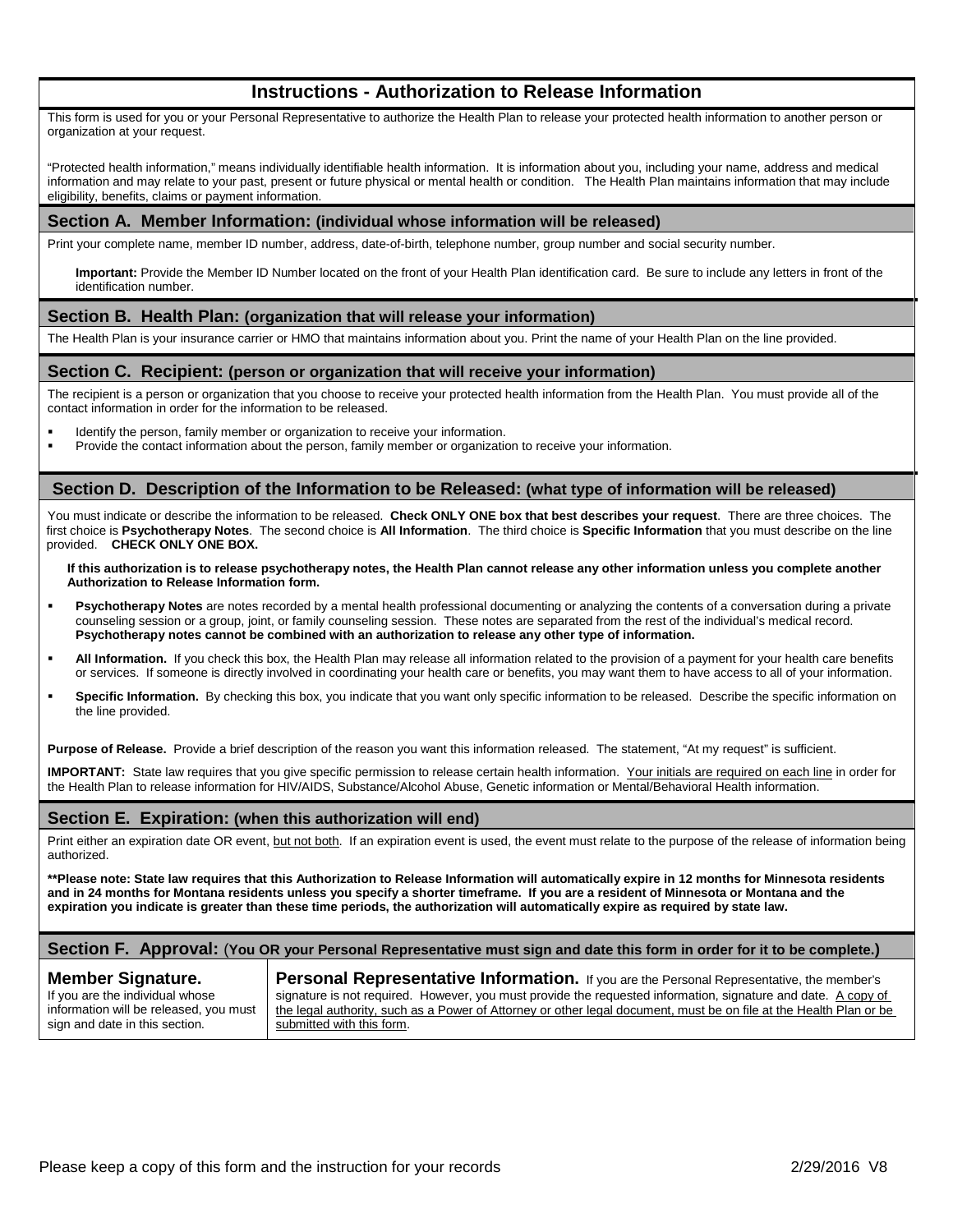# Instructions - Authorization to Release Information

This form is used for you or your Personal Representative to authorize the Health Plan to release your protected health information to another person or organization at your request.

"Protected health information," means individually identifiable health information. It is information about you, including your name, address and medical information and may relate to your past, present or future physical or mental health or condition. The Health Plan maintains information that may include eligibility, benefits, claims or payment information.

## Section A. Member Information: (individual whose information will be released)

Print your complete name, member ID number, address, date-of-birth, telephone number, group number and social security number.

**Important:** Provide the Member ID Number located on the front of your Health Plan identification card. Be sure to include any letters in front of the identification number.

## Section B. Health Plan: (organization that will release your information)

The Health Plan is your insurance carrier or HMO that maintains information about you. Print the name of your Health Plan on the line provided.

## Section C. Recipient: (person or organization that will receive your information)

The recipient is a person or organization that you choose to receive your protected health information from the Health Plan. You must provide all of the contact information in order for the information to be released.

- Identify the person, family member or organization to receive your information.
- Provide the contact information about the person, family member or organization to receive your information.

## Section D. Description of the Information to be Released: (what type of information will be released)

You must indicate or describe the information to be released. **Check ONLY ONE box that best describes your request**. There are three choices. The first choice is **Psychotherapy Notes**. The second choice is **All Information**. The third choice is **Specific Information** that you must describe on the line provided. **CHECK ONLY ONE BOX.**

**If this authorization is to release psychotherapy notes, the Health Plan cannot release any other information unless you complete another Authorization to Release Information form.**

- **Psychotherapy Notes** are notes recorded by a mental health professional documenting or analyzing the contents of a conversation during a private counseling session or a group, joint, or family counseling session. These notes are separated from the rest of the individual's medical record. **Psychotherapy notes cannot be combined with an authorization to release any other type of information.**
- **All Information.** If you check this box, the Health Plan may release all information related to the provision of a payment for your health care benefits or services. If someone is directly involved in coordinating your health care or benefits, you may want them to have access to all of your information.
- **Specific Information.** By checking this box, you indicate that you want only specific information to be released. Describe the specific information on the line provided.

**Purpose of Release.** Provide a brief description of the reason you want this information released. The statement, "At my request" is sufficient.

**IMPORTANT:** State law requires that you give specific permission to release certain health information. Your initials are required on each line in order for the Health Plan to release information for HIV/AIDS, Substance/Alcohol Abuse, Genetic information or Mental/Behavioral Health information.

## Section E. Expiration: (when this authorization will end)

Print either an expiration date OR event, but not both. If an expiration event is used, the event must relate to the purpose of the release of information being authorized.

**\*\*Please note: State law requires that this Authorization to Release Information will automatically expire in 12 months for Minnesota residents and in 24 months for Montana residents unless you specify a shorter timeframe. If you are a resident of Minnesota or Montana and the expiration you indicate is greater than these time periods, the authorization will automatically expire as required by state law.**

## Section F. Approval: (You OR your Personal Representative must sign and date this form in order for it to be complete.)

**Member Signature.** If you are the individual whose information will be released, you must sign and date in this section.

**Personal Representative Information.** If you are the Personal Representative, the member's signature is not required. However, you must provide the requested information, signature and date. A copy of the legal authority, such as a Power of Attorney or other legal document, must be on file at the Health Plan or be submitted with this form.

Please keep a copy of this form and the instruction for your records

2/29/2016 V8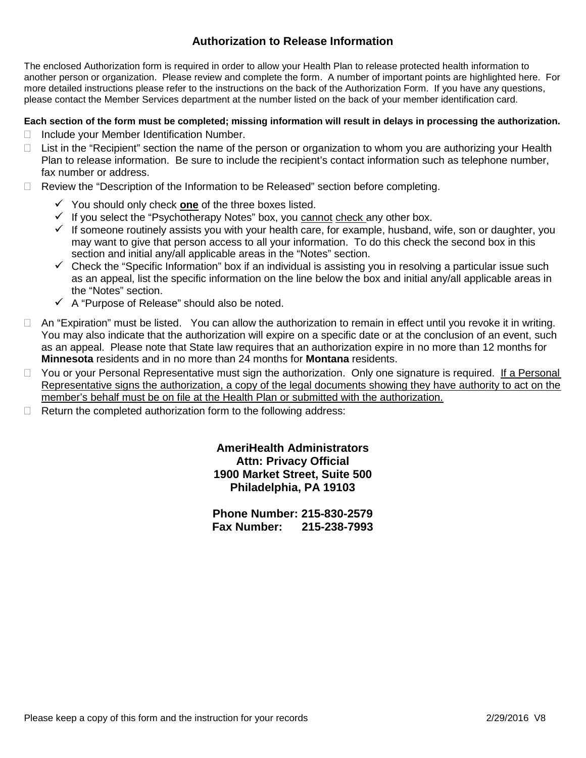# Authorization to Release Information

The enclosed Authorization form is required in order to allow your Health Plan to release protected health information to another person or organization. Please review and complete the form. A number of important points are highlighted here. For more detailed instructions please refer to the instructions on the back of the Authorization Form. If you have any questions, please contact the Member Services department at the number listed on the back of your member identification card.

**Each section of the form must be completed; missing information will result in delays in processing the authorization.**

- ☐ Include your Member Identification Number.
- ☐ List in the "Recipient" section the name of the person or organization to whom you are authorizing your Health Plan to release information. Be sure to include the recipient's contact information such as telephone number, fax number or address.
- ☐ Review the "Description of the Information to be Released" section before completing.
  - ✓ You should only check <u>**one**</u> of the three boxes listed.
  - ✓ If you select the "Psychotherapy Notes" box, you <u>cannot</u> <u>check</u> any other box.
  - ✓ If someone routinely assists you with your health care, for example, husband, wife, son or daughter, you may want to give that person access to all your information. To do this check the second box in this section and initial any/all applicable areas in the "Notes" section.
  - ✓ Check the "Specific Information" box if an individual is assisting you in resolving a particular issue such as an appeal, list the specific information on the line below the box and initial any/all applicable areas in the "Notes" section.
  - ✓ A "Purpose of Release" should also be noted.
- ☐ An "Expiration" must be listed. You can allow the authorization to remain in effect until you revoke it in writing. You may also indicate that the authorization will expire on a specific date or at the conclusion of an event, such as an appeal. Please note that State law requires that an authorization expire in no more than 12 months for **Minnesota** residents and in no more than 24 months for **Montana** residents.
- ☐ You or your Personal Representative must sign the authorization. Only one signature is required. <u>If a Personal Representative signs the authorization, a copy of the legal documents showing they have authority to act on the member's behalf must be on file at the Health Plan or submitted with the authorization.</u>
- ☐ Return the completed authorization form to the following address:

**AmeriHealth Administrators**
**Attn: Privacy Official**
**1900 Market Street, Suite 500**
**Philadelphia, PA 19103**

**Phone Number: 215-830-2579**
**Fax Number: 215-238-7993**

Please keep a copy of this form and the instruction for your records 2/29/2016 V8